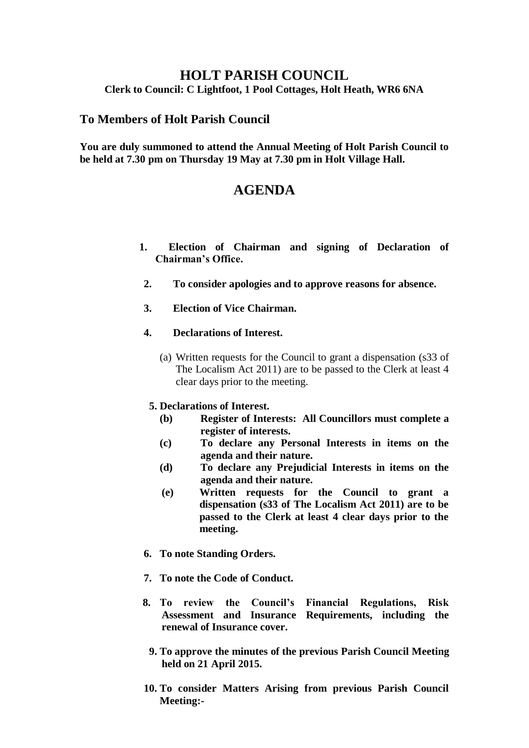# HOLT PARISH COUNCIL

**Clerk to Council: C Lightfoot, 1 Pool Cottages, Holt Heath, WR6 6NA**

## To Members of Holt Parish Council

**You are duly summoned to attend the Annual Meeting of Holt Parish Council to be held at 7.30 pm on Thursday 19 May at 7.30 pm in Holt Village Hall.**

## AGENDA

1. **Election of Chairman and signing of Declaration of Chairman's Office.**

2. **To consider apologies and to approve reasons for absence.**

3. **Election of Vice Chairman.**

4. **Declarations of Interest.**

   (a) Written requests for the Council to grant a dispensation (s33 of The Localism Act 2011) are to be passed to the Clerk at least 4 clear days prior to the meeting.

5. **Declarations of Interest.**

   **(b) Register of Interests: All Councillors must complete a register of interests.**

   **(c) To declare any Personal Interests in items on the agenda and their nature.**

   **(d) To declare any Prejudicial Interests in items on the agenda and their nature.**

   **(e) Written requests for the Council to grant a dispensation (s33 of The Localism Act 2011) are to be passed to the Clerk at least 4 clear days prior to the meeting.**

6. **To note Standing Orders.**

7. **To note the Code of Conduct.**

8. **To review the Council's Financial Regulations, Risk Assessment and Insurance Requirements, including the renewal of Insurance cover.**

9. **To approve the minutes of the previous Parish Council Meeting held on 21 April 2015.**

10. **To consider Matters Arising from previous Parish Council Meeting:-**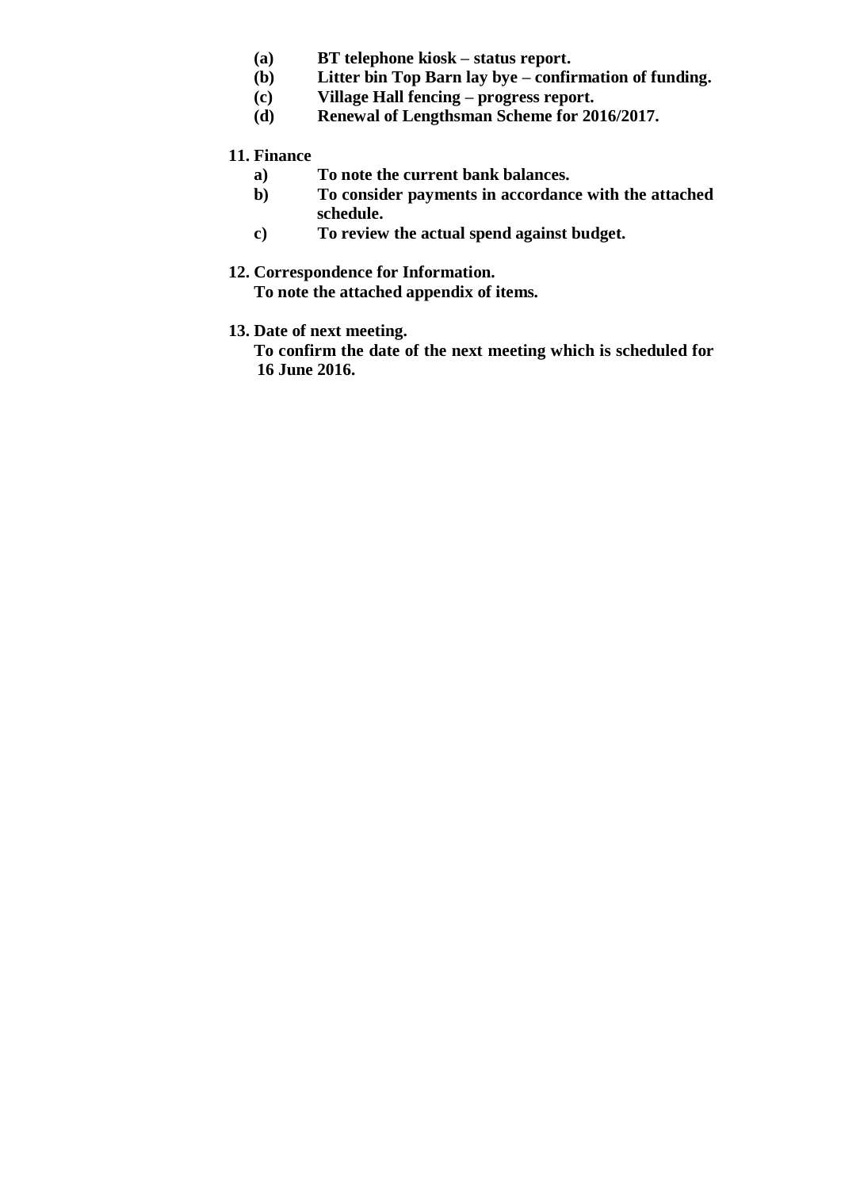**(a)** **BT telephone kiosk – status report.**
**(b)** **Litter bin Top Barn lay bye – confirmation of funding.**
**(c)** **Village Hall fencing – progress report.**
**(d)** **Renewal of Lengthsman Scheme for 2016/2017.**

**11. Finance**

**a)** **To note the current bank balances.**
**b)** **To consider payments in accordance with the attached schedule.**
**c)** **To review the actual spend against budget.**

**12. Correspondence for Information.**
**To note the attached appendix of items.**

**13. Date of next meeting.**
**To confirm the date of the next meeting which is scheduled for 16 June 2016.**